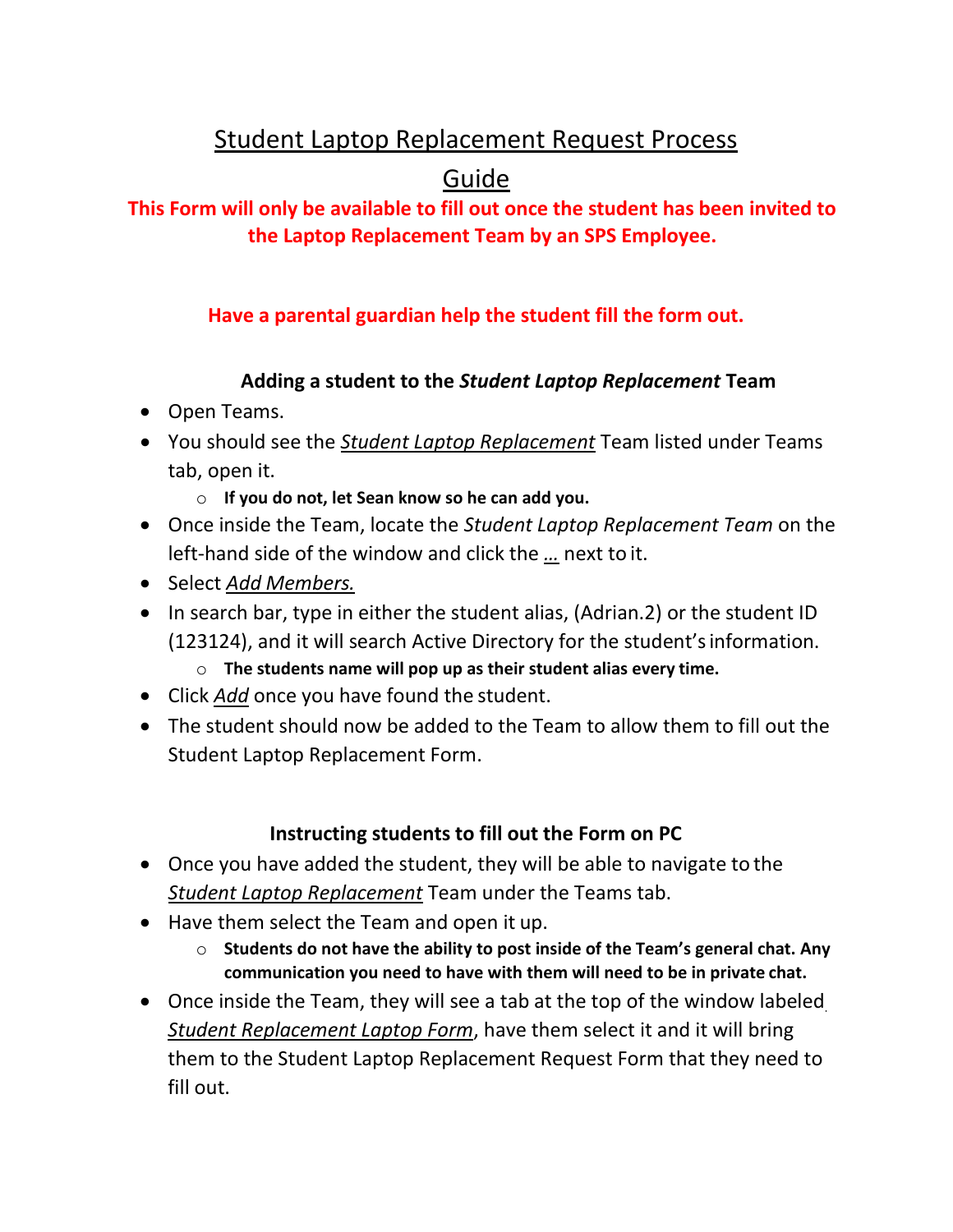# Student Laptop Replacement Request Process Guide

**This Form will only be available to fill out once the student has been invited to the Laptop Replacement Team by an SPS Employee.**

**Have a parental guardian help the student fill the form out.**

### Adding a student to the *Student Laptop Replacement* Team

- Open Teams.
- You should see the *Student Laptop Replacement* Team listed under Teams tab, open it.
  - **If you do not, let Sean know so he can add you.**
- Once inside the Team, locate the *Student Laptop Replacement Team* on the left-hand side of the window and click the … next to it.
- Select *Add Members.*
- In search bar, type in either the student alias, (Adrian.2) or the student ID (123124), and it will search Active Directory for the student's information.
  - **The students name will pop up as their student alias every time.**
- Click *Add* once you have found the student.
- The student should now be added to the Team to allow them to fill out the Student Laptop Replacement Form.

### Instructing students to fill out the Form on PC

- Once you have added the student, they will be able to navigate to the *Student Laptop Replacement* Team under the Teams tab.
- Have them select the Team and open it up.
  - **Students do not have the ability to post inside of the Team's general chat. Any communication you need to have with them will need to be in private chat.**
- Once inside the Team, they will see a tab at the top of the window labeled *Student Replacement Laptop Form*, have them select it and it will bring them to the Student Laptop Replacement Request Form that they need to fill out.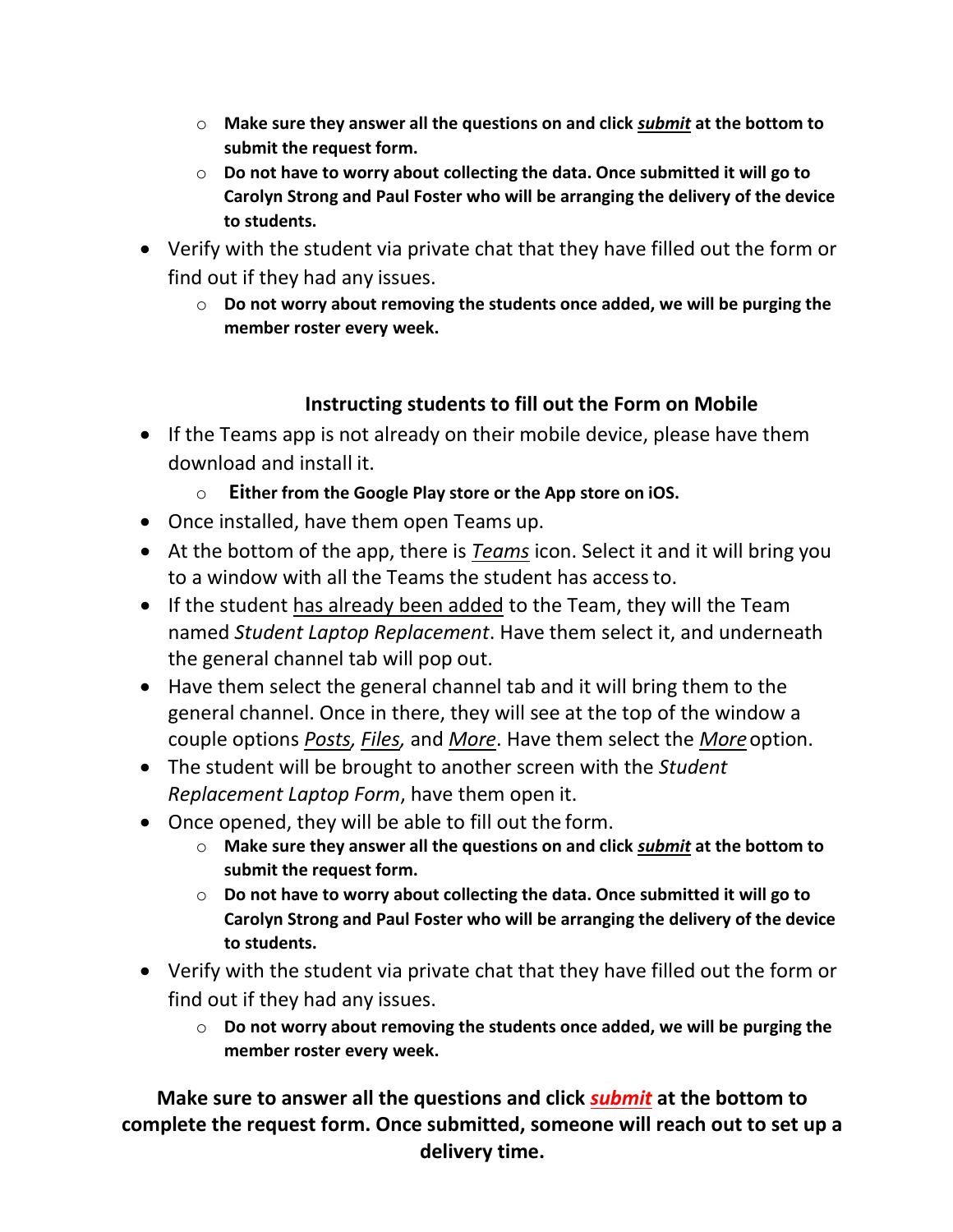- **Make sure they answer all the questions on and click _**submit**_ at the bottom to submit the request form.**
   - **Do not have to worry about collecting the data. Once submitted it will go to Carolyn Strong and Paul Foster who will be arranging the delivery of the device to students.**
- Verify with the student via private chat that they have filled out the form or find out if they had any issues.
   - **Do not worry about removing the students once added, we will be purging the member roster every week.**

## Instructing students to fill out the Form on Mobile

- If the Teams app is not already on their mobile device, please have them download and install it.
   - **Either from the Google Play store or the App store on iOS.**
- Once installed, have them open Teams up.
- At the bottom of the app, there is <u>*Teams*</u> icon. Select it and it will bring you to a window with all the Teams the student has access to.
- If the student <u>has already been added</u> to the Team, they will the Team named *Student Laptop Replacement*. Have them select it, and underneath the general channel tab will pop out.
- Have them select the general channel tab and it will bring them to the general channel. Once in there, they will see at the top of the window a couple options <u>*Posts,*</u> <u>*Files,*</u> and <u>*More*</u>. Have them select the <u>*More*</u> option.
- The student will be brought to another screen with the *Student Replacement Laptop Form*, have them open it.
- Once opened, they will be able to fill out the form.
   - **Make sure they answer all the questions on and click _**submit**_ at the bottom to submit the request form.**
   - **Do not have to worry about collecting the data. Once submitted it will go to Carolyn Strong and Paul Foster who will be arranging the delivery of the device to students.**
- Verify with the student via private chat that they have filled out the form or find out if they had any issues.
   - **Do not worry about removing the students once added, we will be purging the member roster every week.**

**Make sure to answer all the questions and click _**submit**_ at the bottom to complete the request form. Once submitted, someone will reach out to set up a delivery time.**